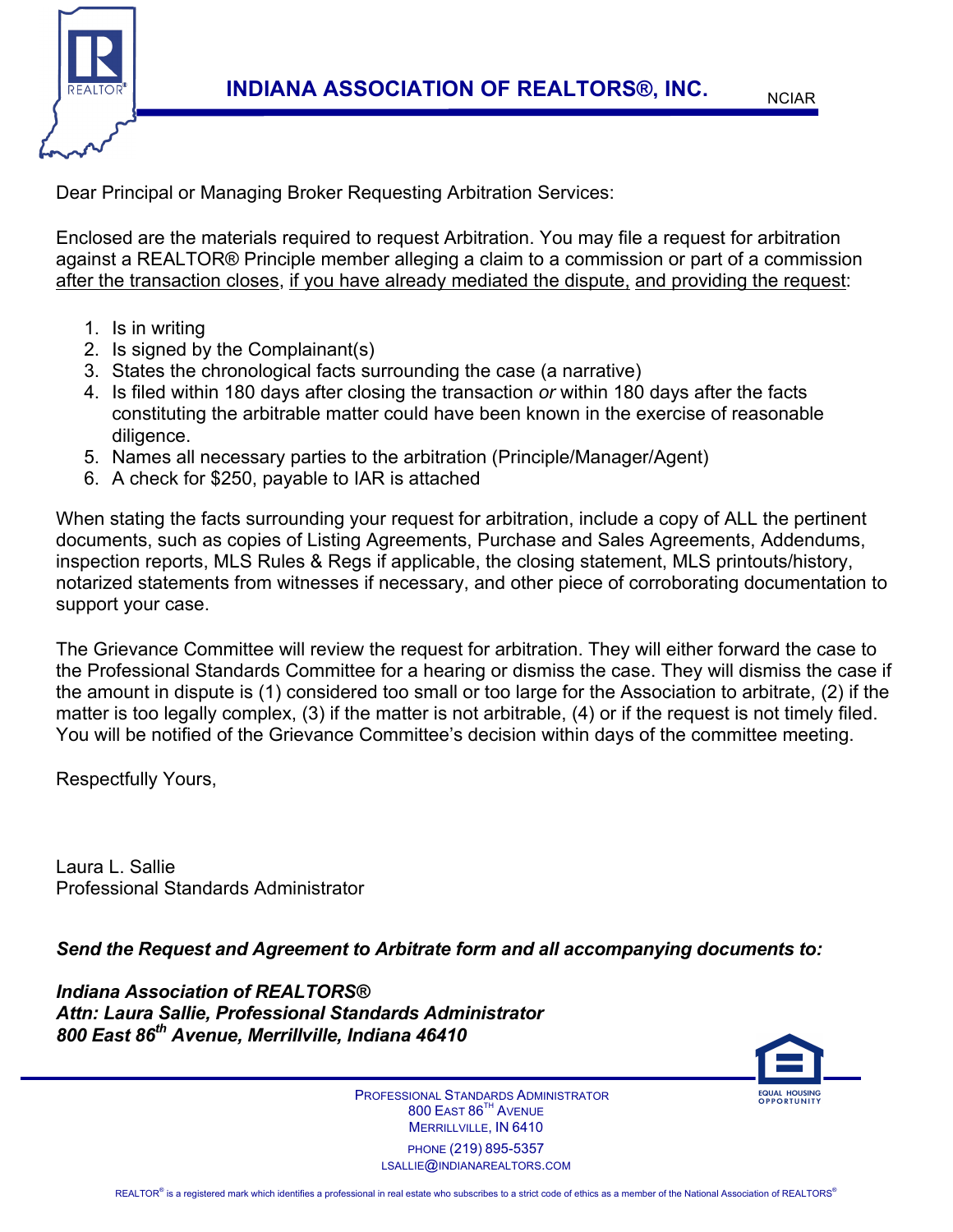# INDIANA ASSOCIATION OF REALTORS®, INC.

NCIAR

Dear Principal or Managing Broker Requesting Arbitration Services:

Enclosed are the materials required to request Arbitration. You may file a request for arbitration against a REALTOR® Principle member alleging a claim to a commission or part of a commission <u>after the transaction closes</u>, <u>if you have already mediated the dispute,</u> <u>and providing the request</u>:

1. Is in writing
2. Is signed by the Complainant(s)
3. States the chronological facts surrounding the case (a narrative)
4. Is filed within 180 days after closing the transaction *or* within 180 days after the facts constituting the arbitrable matter could have been known in the exercise of reasonable diligence.
5. Names all necessary parties to the arbitration (Principle/Manager/Agent)
6. A check for $250, payable to IAR is attached

When stating the facts surrounding your request for arbitration, include a copy of ALL the pertinent documents, such as copies of Listing Agreements, Purchase and Sales Agreements, Addendums, inspection reports, MLS Rules & Regs if applicable, the closing statement, MLS printouts/history, notarized statements from witnesses if necessary, and other piece of corroborating documentation to support your case.

The Grievance Committee will review the request for arbitration. They will either forward the case to the Professional Standards Committee for a hearing or dismiss the case. They will dismiss the case if the amount in dispute is (1) considered too small or too large for the Association to arbitrate, (2) if the matter is too legally complex, (3) if the matter is not arbitrable, (4) or if the request is not timely filed. You will be notified of the Grievance Committee's decision within days of the committee meeting.

Respectfully Yours,

Laura L. Sallie
Professional Standards Administrator

***Send the Request and Agreement to Arbitrate form and all accompanying documents to:***

***Indiana Association of REALTORS®***
***Attn: Laura Sallie, Professional Standards Administrator***
***800 East 86th Avenue, Merrillville, Indiana 46410***

PROFESSIONAL STANDARDS ADMINISTRATOR
800 EAST 86TH AVENUE
MERRILLVILLE, IN 6410
PHONE (219) 895-5357
LSALLIE@INDIANAREALTORS.COM

EQUAL HOUSING OPPORTUNITY

REALTOR® is a registered mark which identifies a professional in real estate who subscribes to a strict code of ethics as a member of the National Association of REALTORS®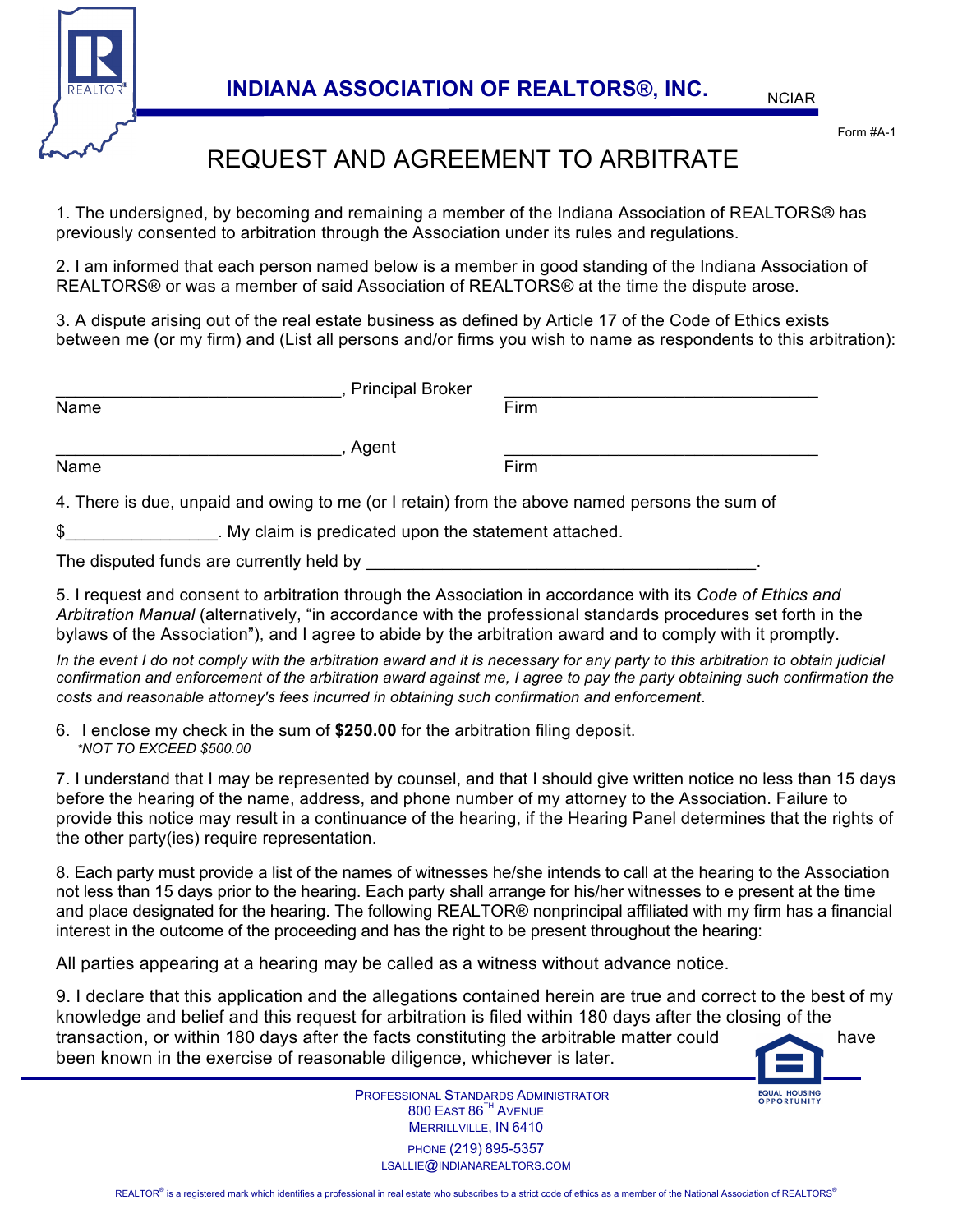INDIANA ASSOCIATION OF REALTORS®, INC.

NCIAR

Form #A-1

# REQUEST AND AGREEMENT TO ARBITRATE

1. The undersigned, by becoming and remaining a member of the Indiana Association of REALTORS® has previously consented to arbitration through the Association under its rules and regulations.

2. I am informed that each person named below is a member in good standing of the Indiana Association of REALTORS® or was a member of said Association of REALTORS® at the time the dispute arose.

3. A dispute arising out of the real estate business as defined by Article 17 of the Code of Ethics exists between me (or my firm) and (List all persons and/or firms you wish to name as respondents to this arbitration):

______________________________, Principal Broker ________________________________
Name Firm

______________________________, Agent ________________________________
Name Firm

4. There is due, unpaid and owing to me (or I retain) from the above named persons the sum of

$________________. My claim is predicated upon the statement attached.

The disputed funds are currently held by ________________________________________.

5. I request and consent to arbitration through the Association in accordance with its *Code of Ethics and Arbitration Manual* (alternatively, "in accordance with the professional standards procedures set forth in the bylaws of the Association"), and I agree to abide by the arbitration award and to comply with it promptly.

*In the event I do not comply with the arbitration award and it is necessary for any party to this arbitration to obtain judicial confirmation and enforcement of the arbitration award against me, I agree to pay the party obtaining such confirmation the costs and reasonable attorney's fees incurred in obtaining such confirmation and enforcement*.

6. I enclose my check in the sum of **$250.00** for the arbitration filing deposit.
*\*NOT TO EXCEED $500.00*

7. I understand that I may be represented by counsel, and that I should give written notice no less than 15 days before the hearing of the name, address, and phone number of my attorney to the Association. Failure to provide this notice may result in a continuance of the hearing, if the Hearing Panel determines that the rights of the other party(ies) require representation.

8. Each party must provide a list of the names of witnesses he/she intends to call at the hearing to the Association not less than 15 days prior to the hearing. Each party shall arrange for his/her witnesses to e present at the time and place designated for the hearing. The following REALTOR® nonprincipal affiliated with my firm has a financial interest in the outcome of the proceeding and has the right to be present throughout the hearing:

All parties appearing at a hearing may be called as a witness without advance notice.

9. I declare that this application and the allegations contained herein are true and correct to the best of my knowledge and belief and this request for arbitration is filed within 180 days after the closing of the transaction, or within 180 days after the facts constituting the arbitrable matter could have been known in the exercise of reasonable diligence, whichever is later.

PROFESSIONAL STANDARDS ADMINISTRATOR
800 EAST 86TH AVENUE
MERRILLVILLE, IN 6410
PHONE (219) 895-5357
LSALLIE@INDIANAREALTORS.COM

REALTOR® is a registered mark which identifies a professional in real estate who subscribes to a strict code of ethics as a member of the National Association of REALTORS®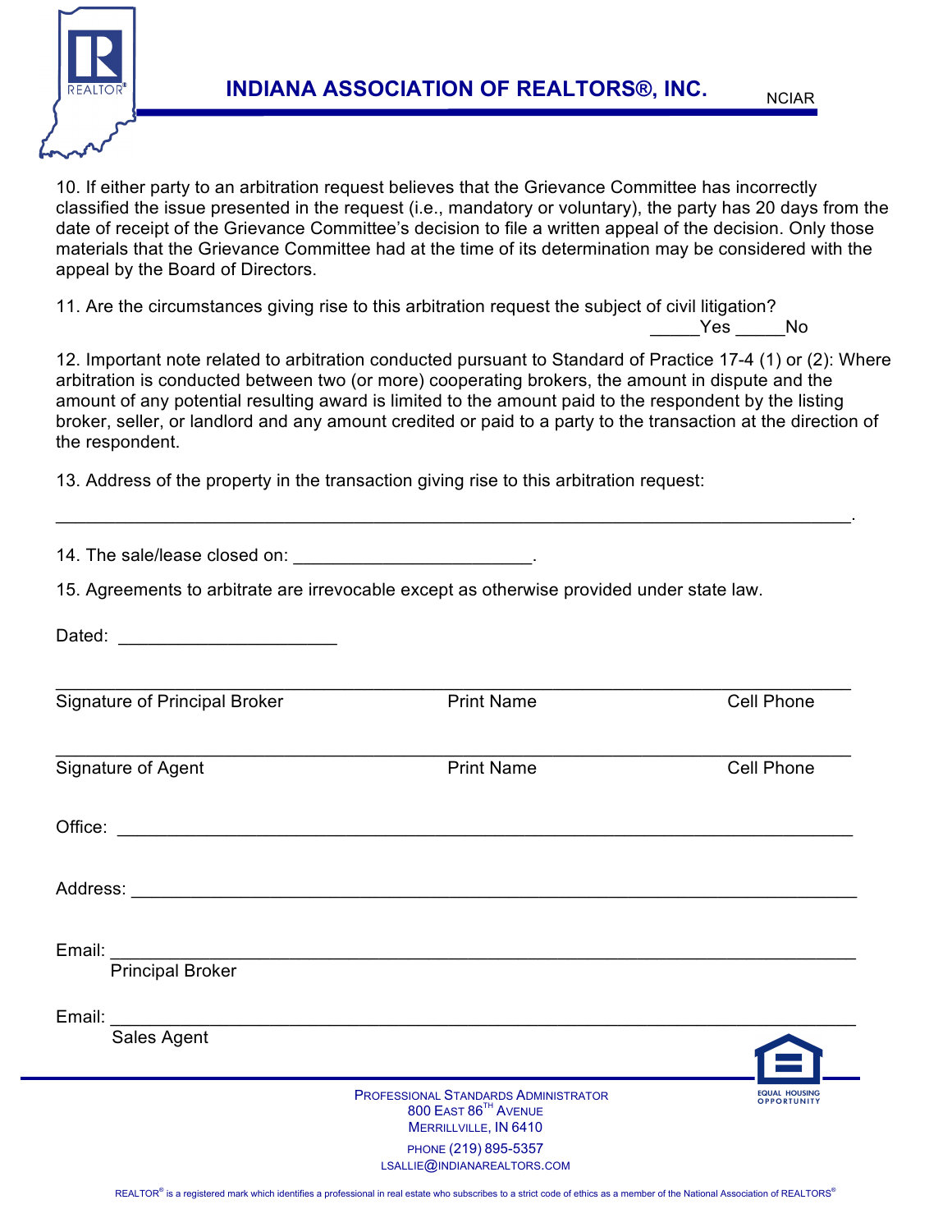10. If either party to an arbitration request believes that the Grievance Committee has incorrectly classified the issue presented in the request (i.e., mandatory or voluntary), the party has 20 days from the date of receipt of the Grievance Committee's decision to file a written appeal of the decision. Only those materials that the Grievance Committee had at the time of its determination may be considered with the appeal by the Board of Directors.

11. Are the circumstances giving rise to this arbitration request the subject of civil litigation?

_____Yes _____No

12. Important note related to arbitration conducted pursuant to Standard of Practice 17-4 (1) or (2): Where arbitration is conducted between two (or more) cooperating brokers, the amount in dispute and the amount of any potential resulting award is limited to the amount paid to the respondent by the listing broker, seller, or landlord and any amount credited or paid to a party to the transaction at the direction of the respondent.

13. Address of the property in the transaction giving rise to this arbitration request:

_____________________________________________________________________________.

14. The sale/lease closed on: ________________________.

15. Agreements to arbitrate are irrevocable except as otherwise provided under state law.

Dated: ______________________

_____________________________________________________________________________

Signature of Principal Broker Print Name Cell Phone

_____________________________________________________________________________

Signature of Agent Print Name Cell Phone

Office: _______________________________________________________________________

Address: _____________________________________________________________________

Email: ________________________________________________________________________
Principal Broker

Email: ________________________________________________________________________
Sales Agent

PROFESSIONAL STANDARDS ADMINISTRATOR
800 EAST 86TH AVENUE
MERRILLVILLE, IN 6410
PHONE (219) 895-5357
LSALLIE@INDIANAREALTORS.COM

REALTOR® is a registered mark which identifies a professional in real estate who subscribes to a strict code of ethics as a member of the National Association of REALTORS®